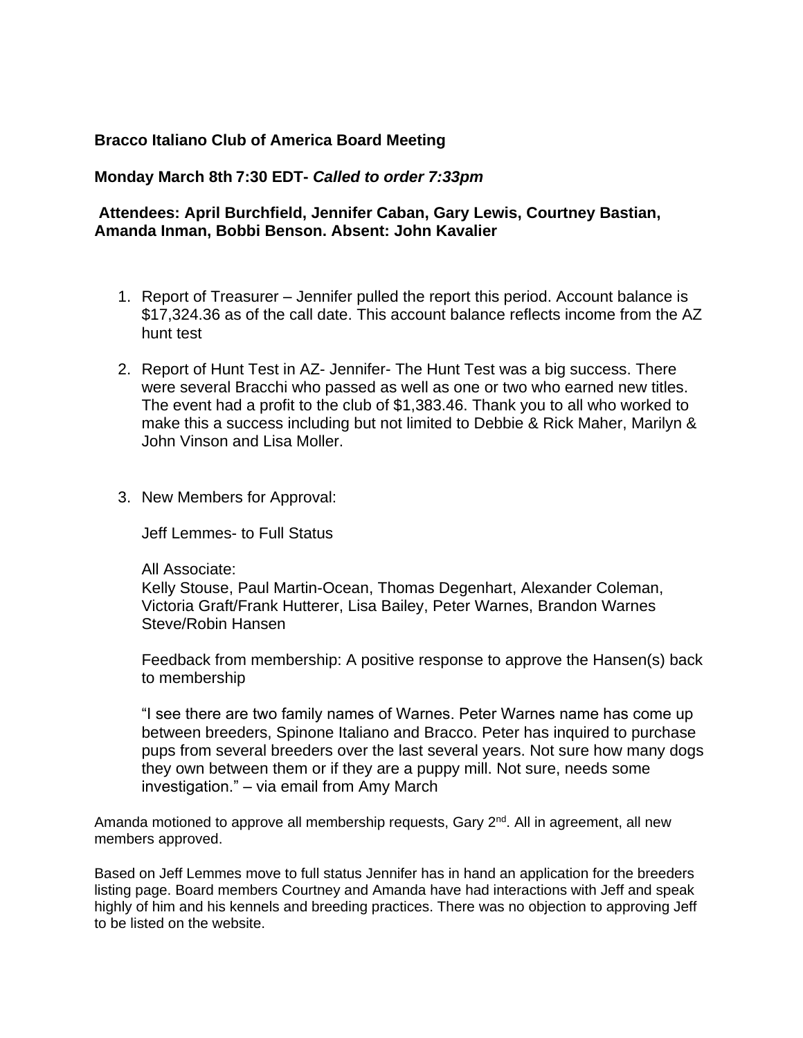**Bracco Italiano Club of America Board Meeting**

**Monday March 8th 7:30 EDT-** ***Called to order 7:33pm***

**Attendees: April Burchfield, Jennifer Caban, Gary Lewis, Courtney Bastian, Amanda Inman, Bobbi Benson. Absent: John Kavalier**

1. Report of Treasurer – Jennifer pulled the report this period. Account balance is $17,324.36 as of the call date. This account balance reflects income from the AZ hunt test

2. Report of Hunt Test in AZ- Jennifer- The Hunt Test was a big success. There were several Bracchi who passed as well as one or two who earned new titles. The event had a profit to the club of $1,383.46. Thank you to all who worked to make this a success including but not limited to Debbie & Rick Maher, Marilyn & John Vinson and Lisa Moller.

3. New Members for Approval:

   Jeff Lemmes- to Full Status

   All Associate:
   Kelly Stouse, Paul Martin-Ocean, Thomas Degenhart, Alexander Coleman, Victoria Graft/Frank Hutterer, Lisa Bailey, Peter Warnes, Brandon Warnes Steve/Robin Hansen

   Feedback from membership: A positive response to approve the Hansen(s) back to membership

   "I see there are two family names of Warnes. Peter Warnes name has come up between breeders, Spinone Italiano and Bracco. Peter has inquired to purchase pups from several breeders over the last several years. Not sure how many dogs they own between them or if they are a puppy mill. Not sure, needs some investigation." – via email from Amy March

Amanda motioned to approve all membership requests, Gary 2nd. All in agreement, all new members approved.

Based on Jeff Lemmes move to full status Jennifer has in hand an application for the breeders listing page. Board members Courtney and Amanda have had interactions with Jeff and speak highly of him and his kennels and breeding practices. There was no objection to approving Jeff to be listed on the website.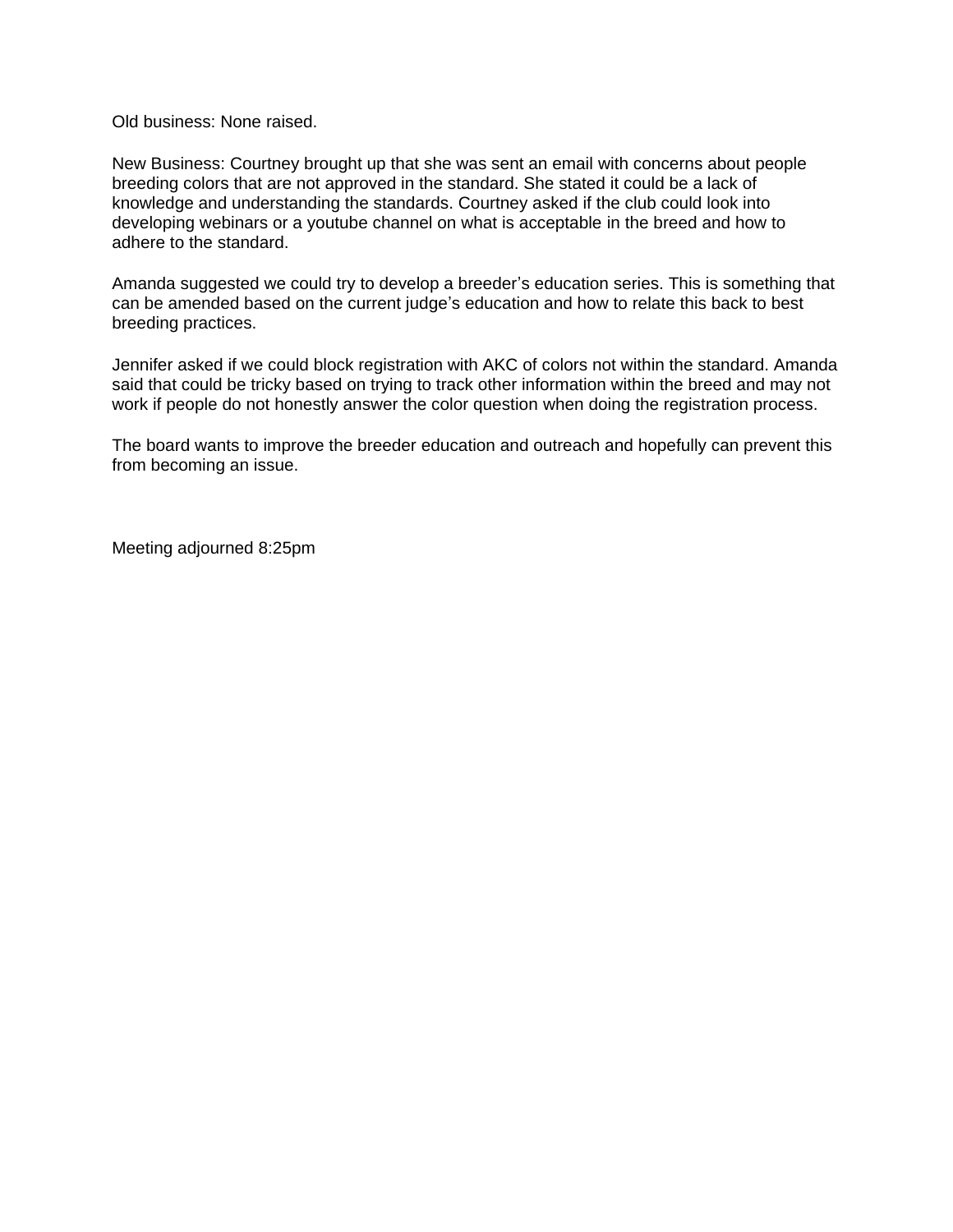Old business: None raised.

New Business: Courtney brought up that she was sent an email with concerns about people breeding colors that are not approved in the standard. She stated it could be a lack of knowledge and understanding the standards. Courtney asked if the club could look into developing webinars or a youtube channel on what is acceptable in the breed and how to adhere to the standard.

Amanda suggested we could try to develop a breeder's education series. This is something that can be amended based on the current judge's education and how to relate this back to best breeding practices.

Jennifer asked if we could block registration with AKC of colors not within the standard. Amanda said that could be tricky based on trying to track other information within the breed and may not work if people do not honestly answer the color question when doing the registration process.

The board wants to improve the breeder education and outreach and hopefully can prevent this from becoming an issue.

Meeting adjourned 8:25pm